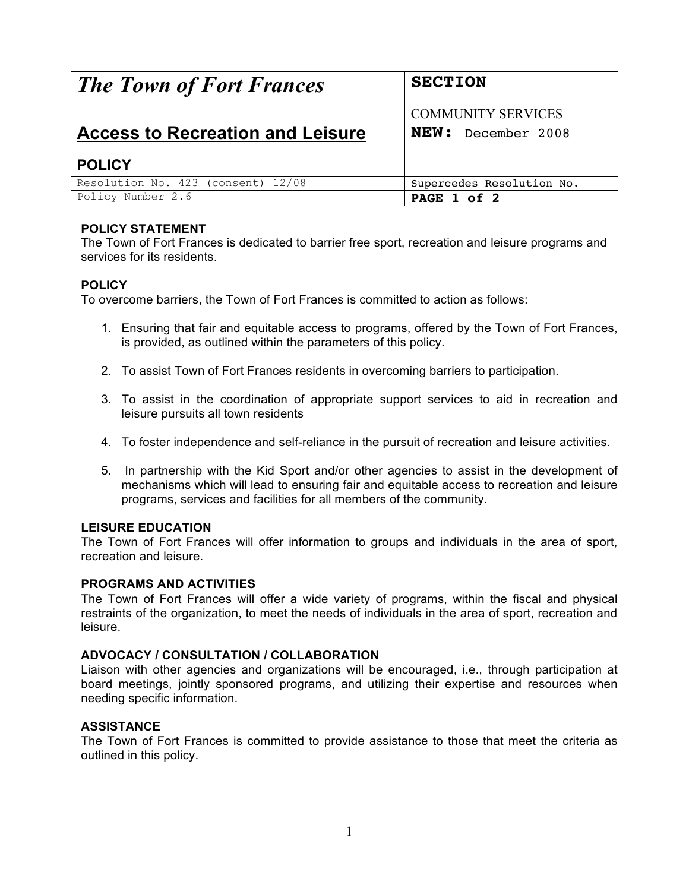| *The Town of Fort Frances* | **SECTION**<br><br>COMMUNITY SERVICES |
| --- | --- |
| **Access to Recreation and Leisure**<br><br>**POLICY** | **NEW:** December 2008 |
| Resolution No. 423 (consent) 12/08 | Supercedes Resolution No. |
| Policy Number 2.6 | **PAGE 1 of 2** |

**POLICY STATEMENT**
The Town of Fort Frances is dedicated to barrier free sport, recreation and leisure programs and services for its residents.

**POLICY**
To overcome barriers, the Town of Fort Frances is committed to action as follows:

1. Ensuring that fair and equitable access to programs, offered by the Town of Fort Frances, is provided, as outlined within the parameters of this policy.

2. To assist Town of Fort Frances residents in overcoming barriers to participation.

3. To assist in the coordination of appropriate support services to aid in recreation and leisure pursuits all town residents

4. To foster independence and self-reliance in the pursuit of recreation and leisure activities.

5. In partnership with the Kid Sport and/or other agencies to assist in the development of mechanisms which will lead to ensuring fair and equitable access to recreation and leisure programs, services and facilities for all members of the community.

**LEISURE EDUCATION**
The Town of Fort Frances will offer information to groups and individuals in the area of sport, recreation and leisure.

**PROGRAMS AND ACTIVITIES**
The Town of Fort Frances will offer a wide variety of programs, within the fiscal and physical restraints of the organization, to meet the needs of individuals in the area of sport, recreation and leisure.

**ADVOCACY / CONSULTATION / COLLABORATION**
Liaison with other agencies and organizations will be encouraged, i.e., through participation at board meetings, jointly sponsored programs, and utilizing their expertise and resources when needing specific information.

**ASSISTANCE**
The Town of Fort Frances is committed to provide assistance to those that meet the criteria as outlined in this policy.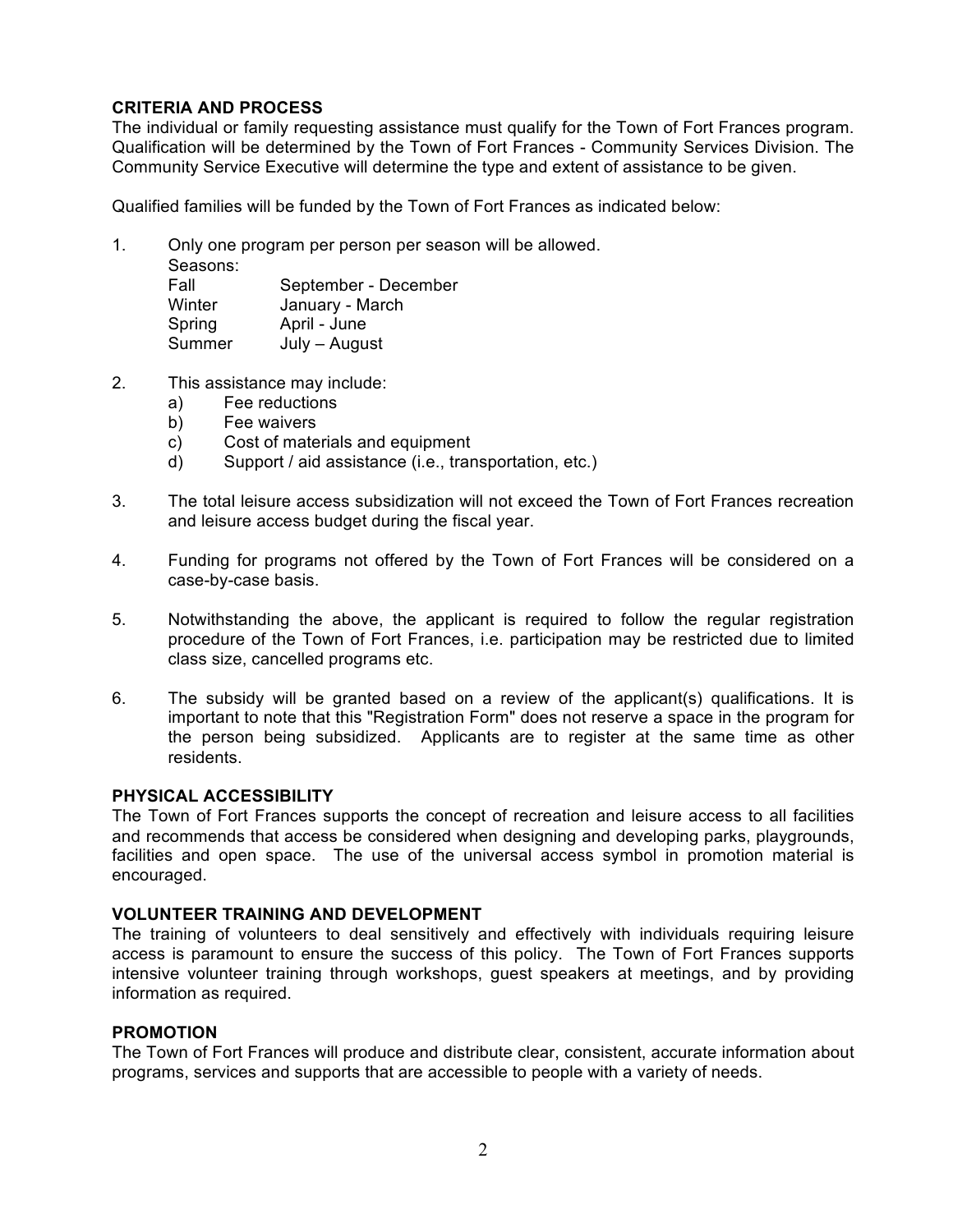## CRITERIA AND PROCESS

The individual or family requesting assistance must qualify for the Town of Fort Frances program. Qualification will be determined by the Town of Fort Frances - Community Services Division. The Community Service Executive will determine the type and extent of assistance to be given.

Qualified families will be funded by the Town of Fort Frances as indicated below:

1. Only one program per person per season will be allowed.

   Seasons:

   | | |
   |---|---|
   | Fall | September - December |
   | Winter | January - March |
   | Spring | April - June |
   | Summer | July – August |

2. This assistance may include:
   a) Fee reductions
   b) Fee waivers
   c) Cost of materials and equipment
   d) Support / aid assistance (i.e., transportation, etc.)

3. The total leisure access subsidization will not exceed the Town of Fort Frances recreation and leisure access budget during the fiscal year.

4. Funding for programs not offered by the Town of Fort Frances will be considered on a case-by-case basis.

5. Notwithstanding the above, the applicant is required to follow the regular registration procedure of the Town of Fort Frances, i.e. participation may be restricted due to limited class size, cancelled programs etc.

6. The subsidy will be granted based on a review of the applicant(s) qualifications. It is important to note that this "Registration Form" does not reserve a space in the program for the person being subsidized. Applicants are to register at the same time as other residents.

## PHYSICAL ACCESSIBILITY

The Town of Fort Frances supports the concept of recreation and leisure access to all facilities and recommends that access be considered when designing and developing parks, playgrounds, facilities and open space. The use of the universal access symbol in promotion material is encouraged.

## VOLUNTEER TRAINING AND DEVELOPMENT

The training of volunteers to deal sensitively and effectively with individuals requiring leisure access is paramount to ensure the success of this policy. The Town of Fort Frances supports intensive volunteer training through workshops, guest speakers at meetings, and by providing information as required.

## PROMOTION

The Town of Fort Frances will produce and distribute clear, consistent, accurate information about programs, services and supports that are accessible to people with a variety of needs.